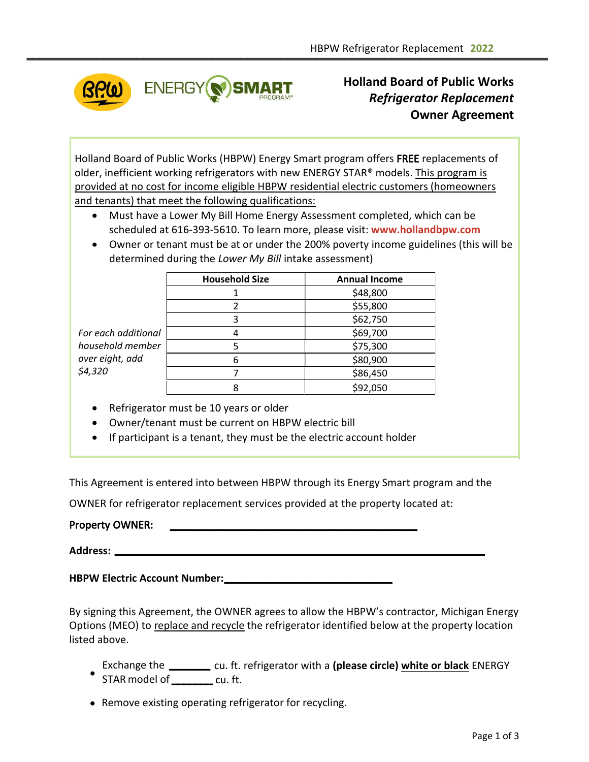# Holland Board of Public Works
## *Refrigerator Replacement*
## Owner Agreement

Holland Board of Public Works (HBPW) Energy Smart program offers **FREE** replacements of older, inefficient working refrigerators with new ENERGY STAR® models. This program is provided at no cost for income eligible HBPW residential electric customers (homeowners and tenants) that meet the following qualifications:

- Must have a Lower My Bill Home Energy Assessment completed, which can be scheduled at 616-393-5610. To learn more, please visit: **www.hollandbpw.com**
- Owner or tenant must be at or under the 200% poverty income guidelines (this will be determined during the *Lower My Bill* intake assessment)

| Household Size | Annual Income |
|---|---|
| 1 | $48,800 |
| 2 | $55,800 |
| 3 | $62,750 |
| 4 | $69,700 |
| 5 | $75,300 |
| 6 | $80,900 |
| 7 | $86,450 |
| 8 | $92,050 |

*For each additional household member over eight, add $4,320*

- Refrigerator must be 10 years or older
- Owner/tenant must be current on HBPW electric bill
- If participant is a tenant, they must be the electric account holder

This Agreement is entered into between HBPW through its Energy Smart program and the OWNER for refrigerator replacement services provided at the property located at:

**Property OWNER:** ________________________________________

**Address:** ____________________________________________________________

**HBPW Electric Account Number:** ____________________________

By signing this Agreement, the OWNER agrees to allow the HBPW's contractor, Michigan Energy Options (MEO) to replace and recycle the refrigerator identified below at the property location listed above.

- Exchange the _______ cu. ft. refrigerator with a **(please circle)** **white or black** ENERGY STAR model of _______ cu. ft.
- Remove existing operating refrigerator for recycling.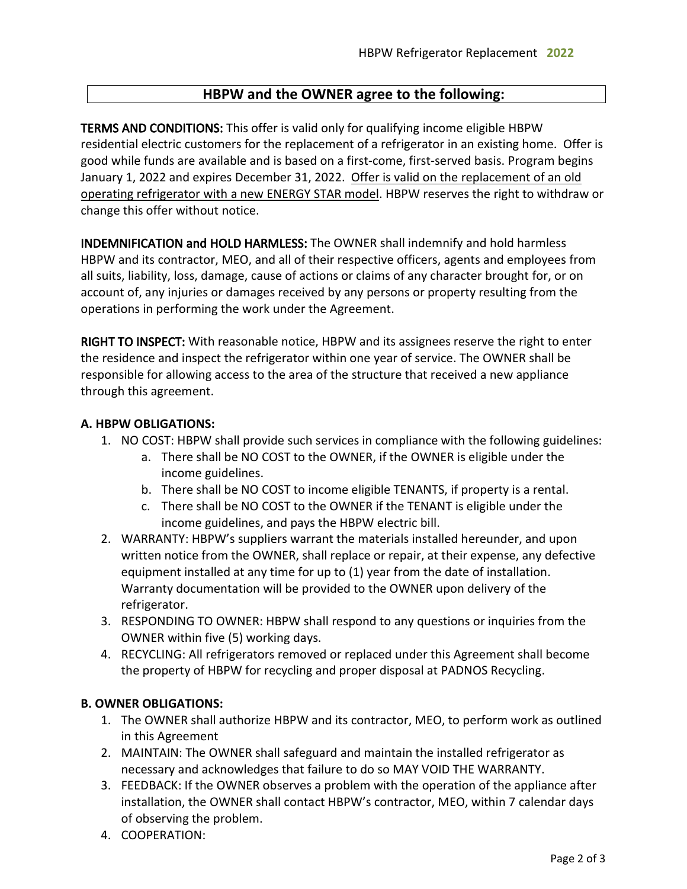## HBPW and the OWNER agree to the following:

**TERMS AND CONDITIONS:** This offer is valid only for qualifying income eligible HBPW residential electric customers for the replacement of a refrigerator in an existing home. Offer is good while funds are available and is based on a first-come, first-served basis. Program begins January 1, 2022 and expires December 31, 2022. <u>Offer is valid on the replacement of an old operating refrigerator with a new ENERGY STAR model</u>. HBPW reserves the right to withdraw or change this offer without notice.

**INDEMNIFICATION and HOLD HARMLESS:** The OWNER shall indemnify and hold harmless HBPW and its contractor, MEO, and all of their respective officers, agents and employees from all suits, liability, loss, damage, cause of actions or claims of any character brought for, or on account of, any injuries or damages received by any persons or property resulting from the operations in performing the work under the Agreement.

**RIGHT TO INSPECT:** With reasonable notice, HBPW and its assignees reserve the right to enter the residence and inspect the refrigerator within one year of service. The OWNER shall be responsible for allowing access to the area of the structure that received a new appliance through this agreement.

**A. HBPW OBLIGATIONS:**

1. NO COST: HBPW shall provide such services in compliance with the following guidelines:
   a. There shall be NO COST to the OWNER, if the OWNER is eligible under the income guidelines.
   b. There shall be NO COST to income eligible TENANTS, if property is a rental.
   c. There shall be NO COST to the OWNER if the TENANT is eligible under the income guidelines, and pays the HBPW electric bill.
2. WARRANTY: HBPW's suppliers warrant the materials installed hereunder, and upon written notice from the OWNER, shall replace or repair, at their expense, any defective equipment installed at any time for up to (1) year from the date of installation. Warranty documentation will be provided to the OWNER upon delivery of the refrigerator.
3. RESPONDING TO OWNER: HBPW shall respond to any questions or inquiries from the OWNER within five (5) working days.
4. RECYCLING: All refrigerators removed or replaced under this Agreement shall become the property of HBPW for recycling and proper disposal at PADNOS Recycling.

**B. OWNER OBLIGATIONS:**

1. The OWNER shall authorize HBPW and its contractor, MEO, to perform work as outlined in this Agreement
2. MAINTAIN: The OWNER shall safeguard and maintain the installed refrigerator as necessary and acknowledges that failure to do so MAY VOID THE WARRANTY.
3. FEEDBACK: If the OWNER observes a problem with the operation of the appliance after installation, the OWNER shall contact HBPW's contractor, MEO, within 7 calendar days of observing the problem.
4. COOPERATION: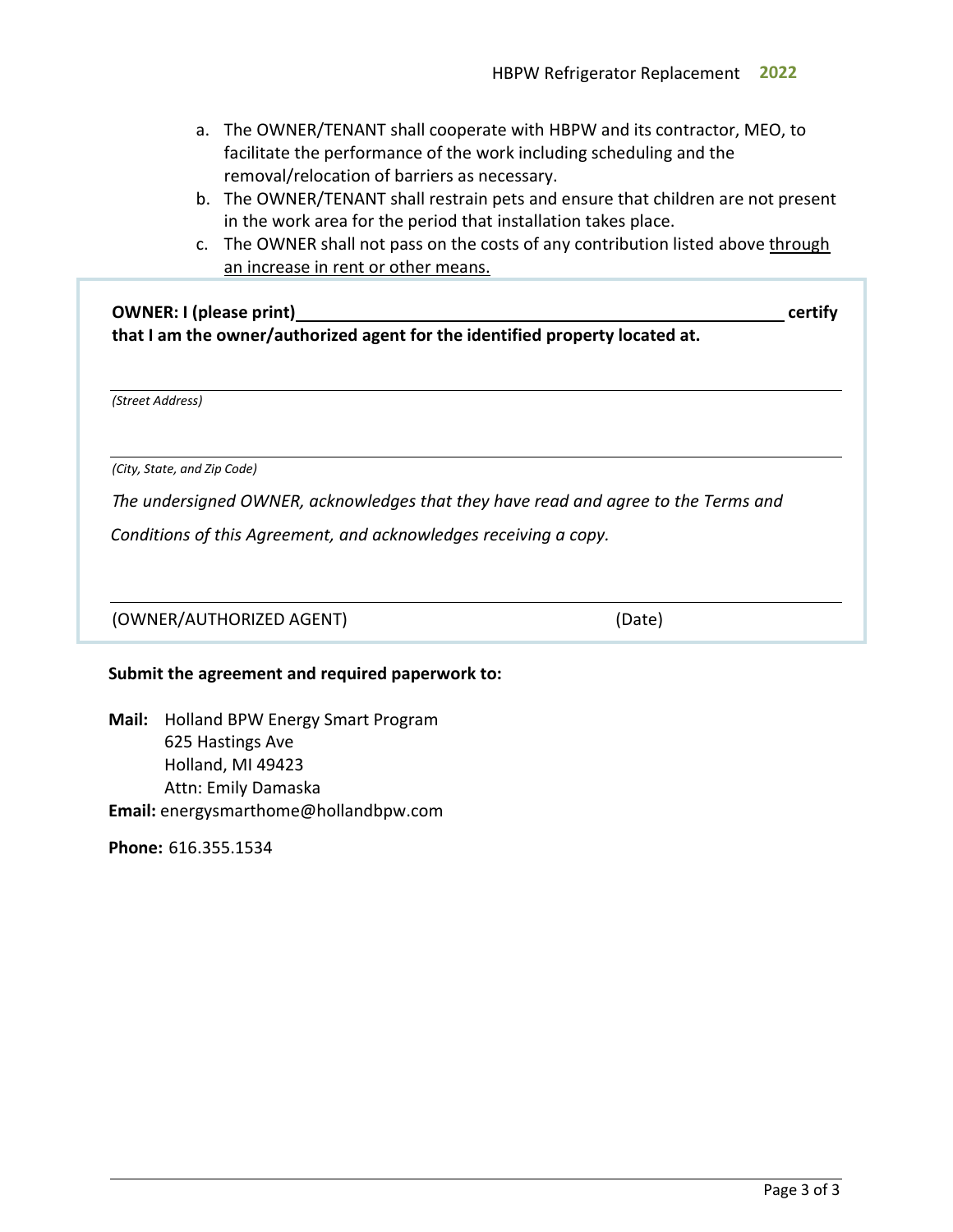a. The OWNER/TENANT shall cooperate with HBPW and its contractor, MEO, to facilitate the performance of the work including scheduling and the removal/relocation of barriers as necessary.
b. The OWNER/TENANT shall restrain pets and ensure that children are not present in the work area for the period that installation takes place.
c. The OWNER shall not pass on the costs of any contribution listed above <u>through an increase in rent or other means.</u>

**OWNER: I (please print)\_\_\_\_\_\_\_\_\_\_\_\_\_\_\_\_\_\_\_\_\_\_\_\_\_\_\_\_\_\_\_\_\_\_\_\_\_\_\_\_\_\_\_\_\_\_\_\_ certify that I am the owner/authorized agent for the identified property located at.**

\_\_\_\_\_\_\_\_\_\_\_\_\_\_\_\_\_\_\_\_\_\_\_\_\_\_\_\_\_\_\_\_\_\_\_\_\_\_\_\_\_\_\_\_\_\_\_\_\_\_\_\_\_\_\_\_\_\_\_\_\_\_\_\_\_\_\_\_\_\_\_\_
*(Street Address)*

\_\_\_\_\_\_\_\_\_\_\_\_\_\_\_\_\_\_\_\_\_\_\_\_\_\_\_\_\_\_\_\_\_\_\_\_\_\_\_\_\_\_\_\_\_\_\_\_\_\_\_\_\_\_\_\_\_\_\_\_\_\_\_\_\_\_\_\_\_\_\_\_
*(City, State, and Zip Code)*

*The undersigned OWNER, acknowledges that they have read and agree to the Terms and Conditions of this Agreement, and acknowledges receiving a copy.*

\_\_\_\_\_\_\_\_\_\_\_\_\_\_\_\_\_\_\_\_\_\_\_\_\_\_\_\_\_\_\_\_\_\_\_\_\_\_\_\_\_\_\_\_\_\_\_\_\_\_\_\_\_\_\_\_\_\_\_\_\_\_\_\_\_\_\_\_\_\_\_\_
(OWNER/AUTHORIZED AGENT) (Date)

**Submit the agreement and required paperwork to:**

**Mail:** Holland BPW Energy Smart Program
625 Hastings Ave
Holland, MI 49423
Attn: Emily Damaska

**Email:** energysmarthome@hollandbpw.com

**Phone:** 616.355.1534